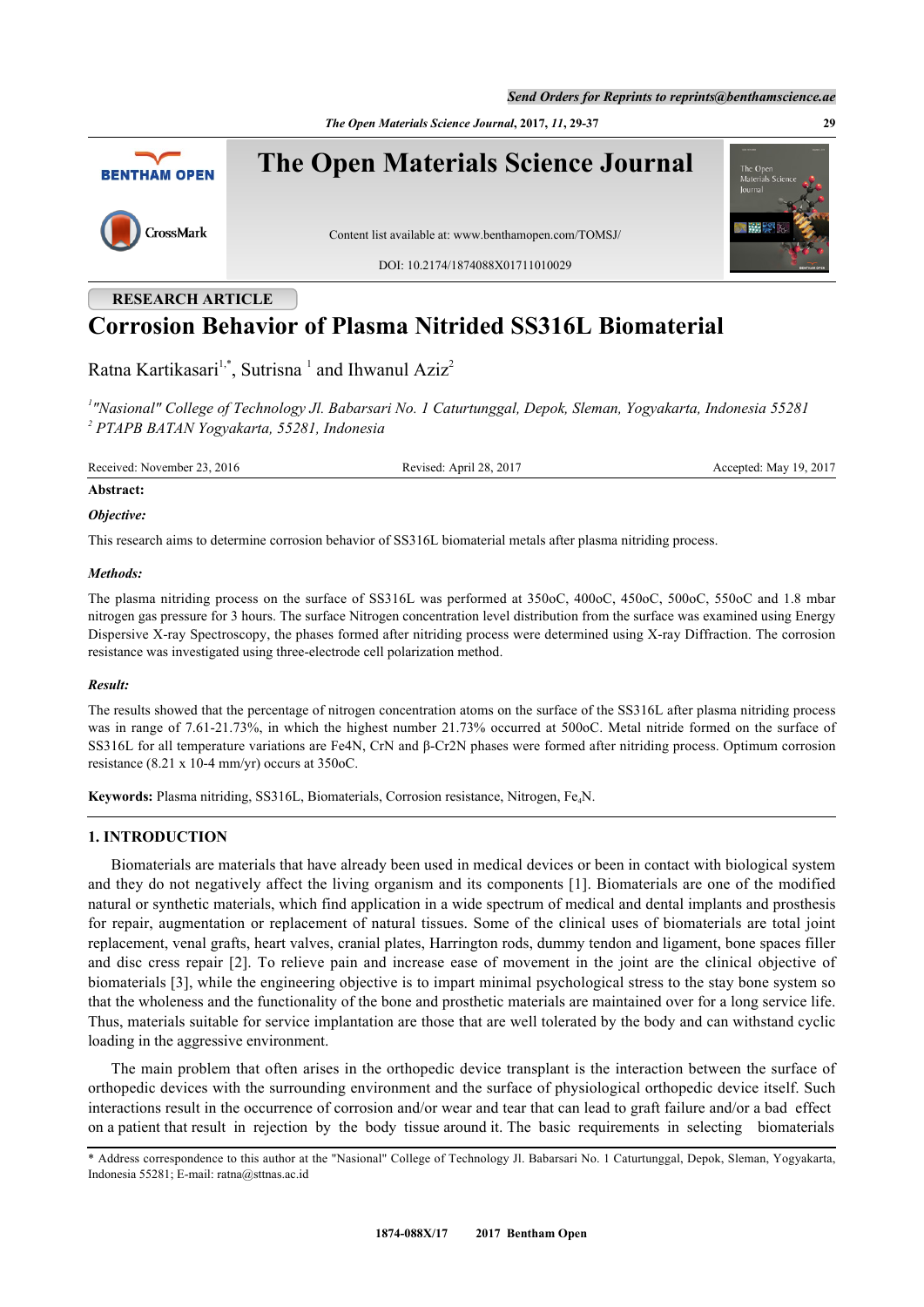RESEARCH ARTICLE

# Corrosion Behavior of Plasma Nitrided SS316L Biomaterial

Ratna Kartikasari[1,*], Sutrisna [1] and Ihwanul Aziz[2]

[1] "Nasional" College of Technology Jl. Babarsari No. 1 Caturtunggal, Depok, Sleman, Yogyakarta, Indonesia 55281
[2] PTAPB BATAN Yogyakarta, 55281, Indonesia

Received: November 23, 2016 | Revised: April 28, 2017 | Accepted: May 19, 2017

**Abstract:**

***Objective:***

This research aims to determine corrosion behavior of SS316L biomaterial metals after plasma nitriding process.

***Methods:***

The plasma nitriding process on the surface of SS316L was performed at 350oC, 400oC, 450oC, 500oC, 550oC and 1.8 mbar nitrogen gas pressure for 3 hours. The surface Nitrogen concentration level distribution from the surface was examined using Energy Dispersive X-ray Spectroscopy, the phases formed after nitriding process were determined using X-ray Diffraction. The corrosion resistance was investigated using three-electrode cell polarization method.

***Result:***

The results showed that the percentage of nitrogen concentration atoms on the surface of the SS316L after plasma nitriding process was in range of 7.61-21.73%, in which the highest number 21.73% occurred at 500oC. Metal nitride formed on the surface of SS316L for all temperature variations are Fe4N, CrN and β-Cr2N phases were formed after nitriding process. Optimum corrosion resistance (8.21 x 10-4 mm/yr) occurs at 350oC.

**Keywords:** Plasma nitriding, SS316L, Biomaterials, Corrosion resistance, Nitrogen, $Fe_4N$.

## 1. INTRODUCTION

Biomaterials are materials that have already been used in medical devices or been in contact with biological system and they do not negatively affect the living organism and its components [1]. Biomaterials are one of the modified natural or synthetic materials, which find application in a wide spectrum of medical and dental implants and prosthesis for repair, augmentation or replacement of natural tissues. Some of the clinical uses of biomaterials are total joint replacement, venal grafts, heart valves, cranial plates, Harrington rods, dummy tendon and ligament, bone spaces filler and disc cress repair [2]. To relieve pain and increase ease of movement in the joint are the clinical objective of biomaterials [3], while the engineering objective is to impart minimal psychological stress to the stay bone system so that the wholeness and the functionality of the bone and prosthetic materials are maintained over for a long service life. Thus, materials suitable for service implantation are those that are well tolerated by the body and can withstand cyclic loading in the aggressive environment.

The main problem that often arises in the orthopedic device transplant is the interaction between the surface of orthopedic devices with the surrounding environment and the surface of physiological orthopedic device itself. Such interactions result in the occurrence of corrosion and/or wear and tear that can lead to graft failure and/or a bad effect on a patient that result in rejection by the body tissue around it. The basic requirements in selecting biomaterials

* Address correspondence to this author at the "Nasional" College of Technology Jl. Babarsari No. 1 Caturtunggal, Depok, Sleman, Yogyakarta, Indonesia 55281; E-mail: ratna@sttnas.ac.id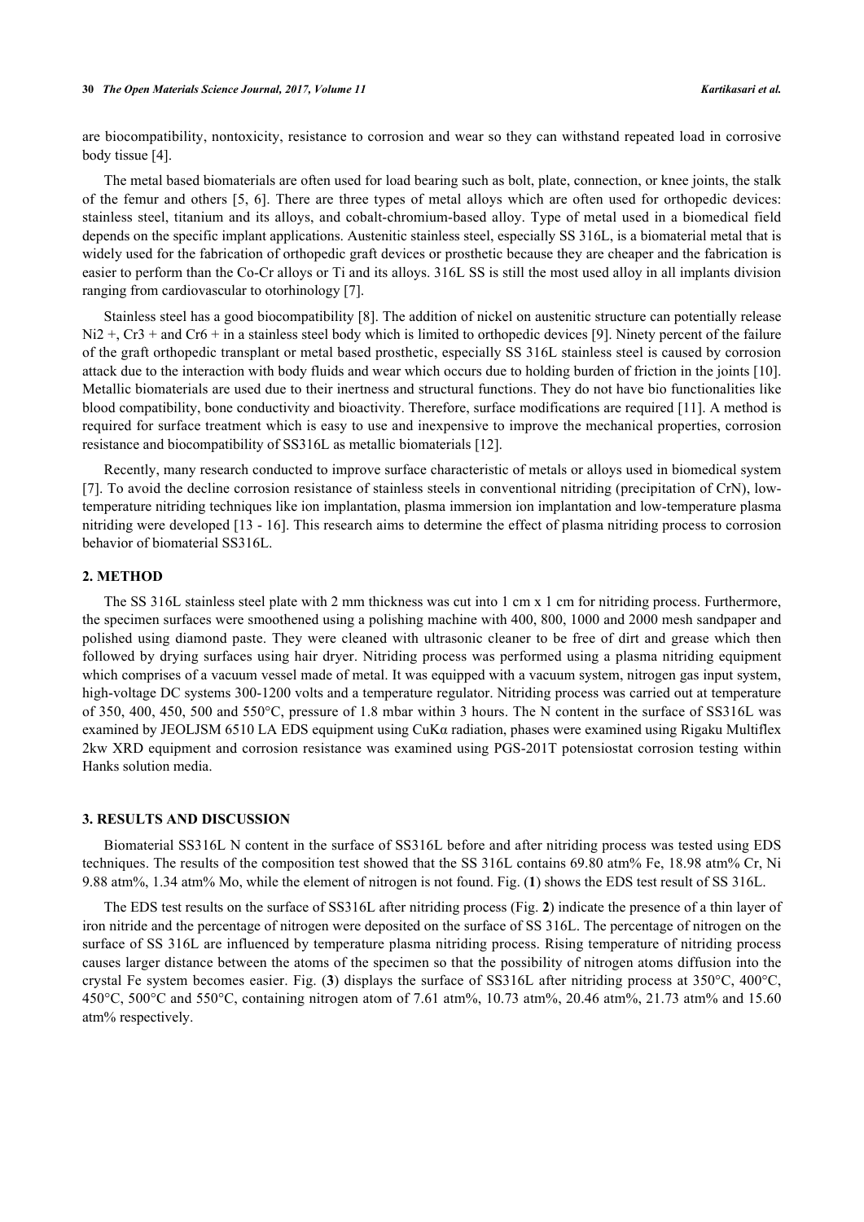are biocompatibility, nontoxicity, resistance to corrosion and wear so they can withstand repeated load in corrosive body tissue [4].

The metal based biomaterials are often used for load bearing such as bolt, plate, connection, or knee joints, the stalk of the femur and others [5, 6]. There are three types of metal alloys which are often used for orthopedic devices: stainless steel, titanium and its alloys, and cobalt-chromium-based alloy. Type of metal used in a biomedical field depends on the specific implant applications. Austenitic stainless steel, especially SS 316L, is a biomaterial metal that is widely used for the fabrication of orthopedic graft devices or prosthetic because they are cheaper and the fabrication is easier to perform than the Co-Cr alloys or Ti and its alloys. 316L SS is still the most used alloy in all implants division ranging from cardiovascular to otorhinology [7].

Stainless steel has a good biocompatibility [8]. The addition of nickel on austenitic structure can potentially release $Ni^{2+}$, $Cr^{3+}$ and $Cr^{6+}$ in a stainless steel body which is limited to orthopedic devices [9]. Ninety percent of the failure of the graft orthopedic transplant or metal based prosthetic, especially SS 316L stainless steel is caused by corrosion attack due to the interaction with body fluids and wear which occurs due to holding burden of friction in the joints [10]. Metallic biomaterials are used due to their inertness and structural functions. They do not have bio functionalities like blood compatibility, bone conductivity and bioactivity. Therefore, surface modifications are required [11]. A method is required for surface treatment which is easy to use and inexpensive to improve the mechanical properties, corrosion resistance and biocompatibility of SS316L as metallic biomaterials [12].

Recently, many research conducted to improve surface characteristic of metals or alloys used in biomedical system [7]. To avoid the decline corrosion resistance of stainless steels in conventional nitriding (precipitation of CrN), low-temperature nitriding techniques like ion implantation, plasma immersion ion implantation and low-temperature plasma nitriding were developed [13 - 16]. This research aims to determine the effect of plasma nitriding process to corrosion behavior of biomaterial SS316L.

## 2. METHOD

The SS 316L stainless steel plate with 2 mm thickness was cut into 1 cm x 1 cm for nitriding process. Furthermore, the specimen surfaces were smoothened using a polishing machine with 400, 800, 1000 and 2000 mesh sandpaper and polished using diamond paste. They were cleaned with ultrasonic cleaner to be free of dirt and grease which then followed by drying surfaces using hair dryer. Nitriding process was performed using a plasma nitriding equipment which comprises of a vacuum vessel made of metal. It was equipped with a vacuum system, nitrogen gas input system, high-voltage DC systems 300-1200 volts and a temperature regulator. Nitriding process was carried out at temperature of 350, 400, 450, 500 and 550°C, pressure of 1.8 mbar within 3 hours. The N content in the surface of SS316L was examined by JEOLJSM 6510 LA EDS equipment using CuKα radiation, phases were examined using Rigaku Multiflex 2kw XRD equipment and corrosion resistance was examined using PGS-201T potensiostat corrosion testing within Hanks solution media.

## 3. RESULTS AND DISCUSSION

Biomaterial SS316L N content in the surface of SS316L before and after nitriding process was tested using EDS techniques. The results of the composition test showed that the SS 316L contains 69.80 atm% Fe, 18.98 atm% Cr, Ni 9.88 atm%, 1.34 atm% Mo, while the element of nitrogen is not found. Fig. (**1**) shows the EDS test result of SS 316L.

The EDS test results on the surface of SS316L after nitriding process (Fig. **2**) indicate the presence of a thin layer of iron nitride and the percentage of nitrogen were deposited on the surface of SS 316L. The percentage of nitrogen on the surface of SS 316L are influenced by temperature plasma nitriding process. Rising temperature of nitriding process causes larger distance between the atoms of the specimen so that the possibility of nitrogen atoms diffusion into the crystal Fe system becomes easier. Fig. (**3**) displays the surface of SS316L after nitriding process at 350°C, 400°C, 450°C, 500°C and 550°C, containing nitrogen atom of 7.61 atm%, 10.73 atm%, 20.46 atm%, 21.73 atm% and 15.60 atm% respectively.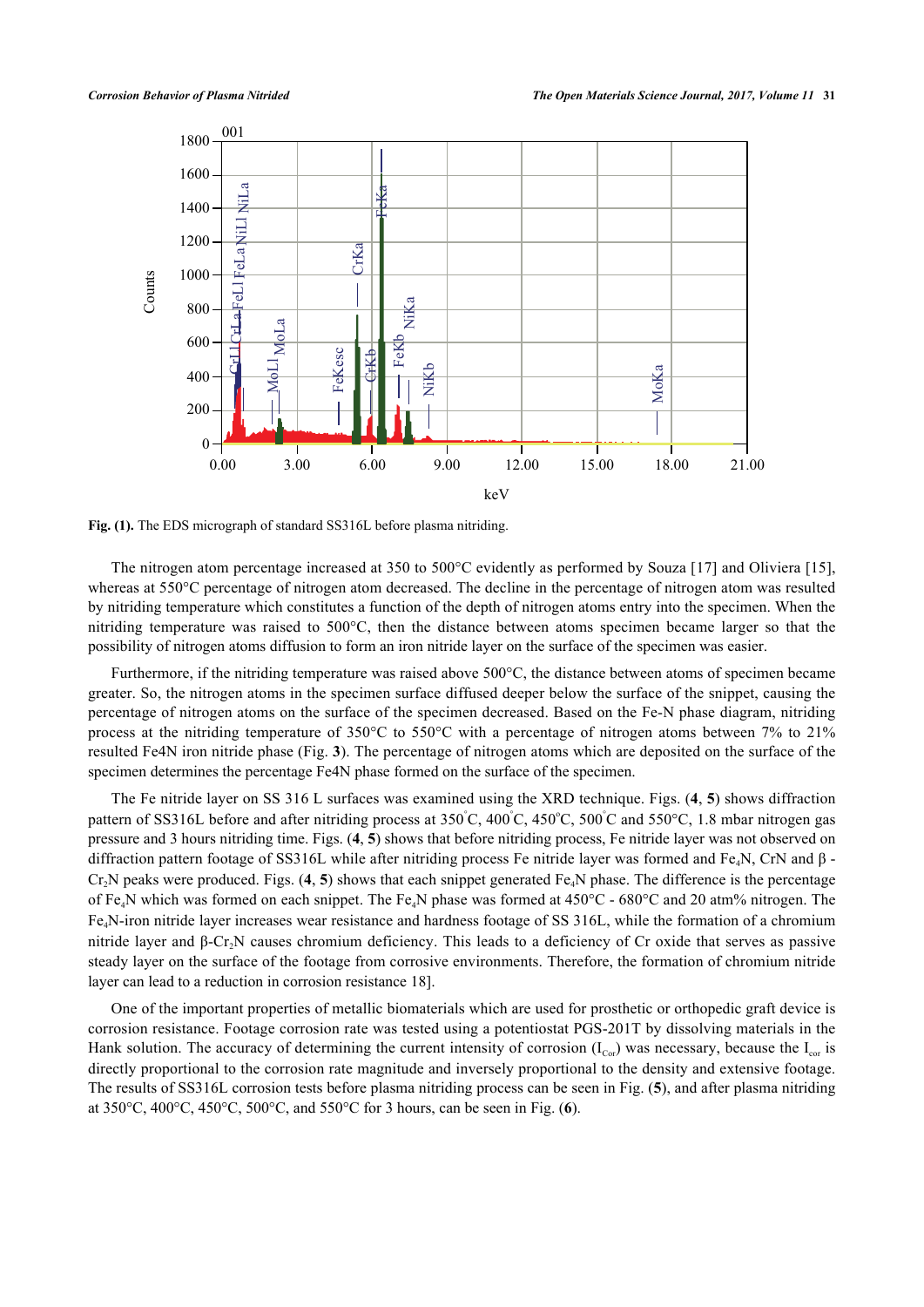**Fig. (1).** The EDS micrograph of standard SS316L before plasma nitriding.

The nitrogen atom percentage increased at 350 to 500°C evidently as performed by Souza [17] and Oliviera [15], whereas at 550°C percentage of nitrogen atom decreased. The decline in the percentage of nitrogen atom was resulted by nitriding temperature which constitutes a function of the depth of nitrogen atoms entry into the specimen. When the nitriding temperature was raised to 500°C, then the distance between atoms specimen became larger so that the possibility of nitrogen atoms diffusion to form an iron nitride layer on the surface of the specimen was easier.

Furthermore, if the nitriding temperature was raised above 500°C, the distance between atoms of specimen became greater. So, the nitrogen atoms in the specimen surface diffused deeper below the surface of the snippet, causing the percentage of nitrogen atoms on the surface of the specimen decreased. Based on the Fe-N phase diagram, nitriding process at the nitriding temperature of 350°C to 550°C with a percentage of nitrogen atoms between 7% to 21% resulted Fe4N iron nitride phase (Fig. **3**). The percentage of nitrogen atoms which are deposited on the surface of the specimen determines the percentage Fe4N phase formed on the surface of the specimen.

The Fe nitride layer on SS 316 L surfaces was examined using the XRD technique. Figs. (**4**, **5**) shows diffraction pattern of SS316L before and after nitriding process at 350°C, 400°C, 450°C, 500°C and 550°C, 1.8 mbar nitrogen gas pressure and 3 hours nitriding time. Figs. (**4**, **5**) shows that before nitriding process, Fe nitride layer was not observed on diffraction pattern footage of SS316L while after nitriding process Fe nitride layer was formed and $Fe_4N$, CrN and β - $Cr_2N$ peaks were produced. Figs. (**4**, **5**) shows that each snippet generated $Fe_4N$ phase. The difference is the percentage of $Fe_4N$ which was formed on each snippet. The $Fe_4N$ phase was formed at 450°C - 680°C and 20 atm% nitrogen. The $Fe_4N$-iron nitride layer increases wear resistance and hardness footage of SS 316L, while the formation of a chromium nitride layer and β-$Cr_2N$ causes chromium deficiency. This leads to a deficiency of Cr oxide that serves as passive steady layer on the surface of the footage from corrosive environments. Therefore, the formation of chromium nitride layer can lead to a reduction in corrosion resistance 18].

One of the important properties of metallic biomaterials which are used for prosthetic or orthopedic graft device is corrosion resistance. Footage corrosion rate was tested using a potentiostat PGS-201T by dissolving materials in the Hank solution. The accuracy of determining the current intensity of corrosion ($I_{Cor}$) was necessary, because the $I_{cor}$ is directly proportional to the corrosion rate magnitude and inversely proportional to the density and extensive footage. The results of SS316L corrosion tests before plasma nitriding process can be seen in Fig. (**5**), and after plasma nitriding at 350°C, 400°C, 450°C, 500°C, and 550°C for 3 hours, can be seen in Fig. (**6**).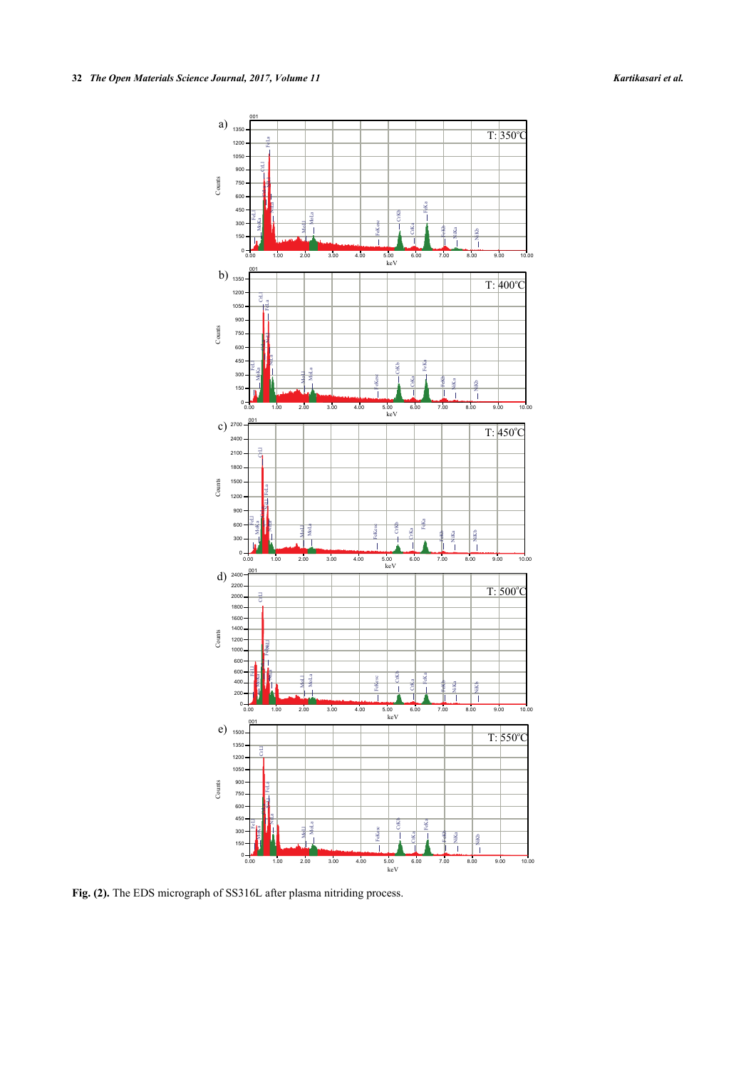Fig. (2). The EDS micrograph of SS316L after plasma nitriding process.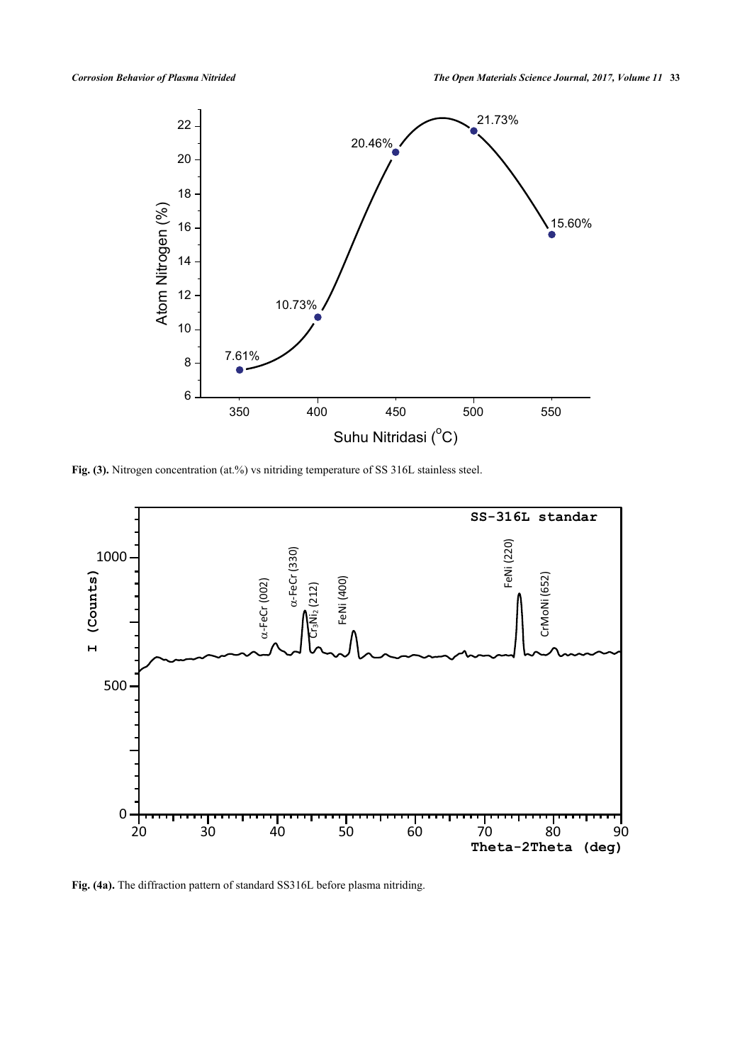Fig. (3). Nitrogen concentration (at.%) vs nitriding temperature of SS 316L stainless steel.

Fig. (4a). The diffraction pattern of standard SS316L before plasma nitriding.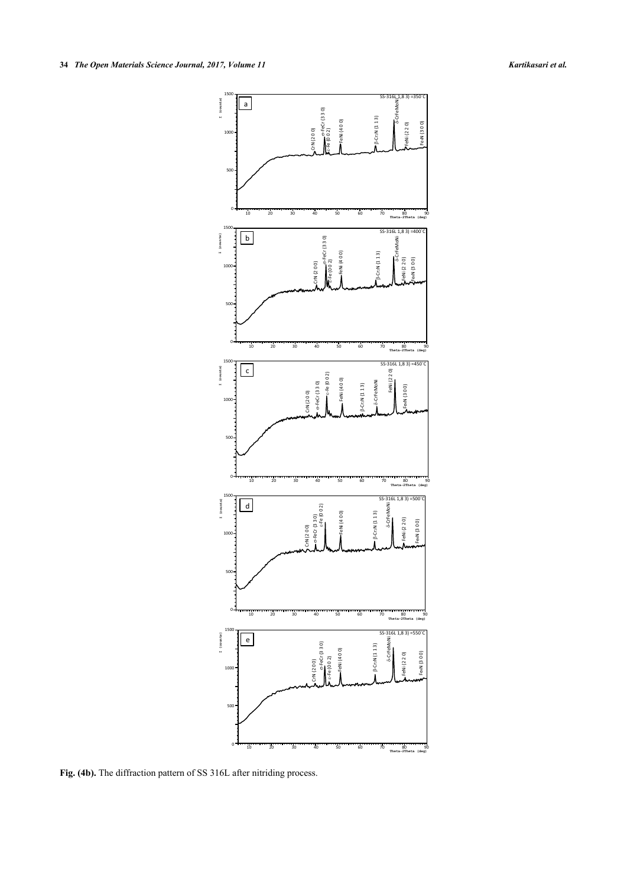Fig. (4b). The diffraction pattern of SS 316L after nitriding process.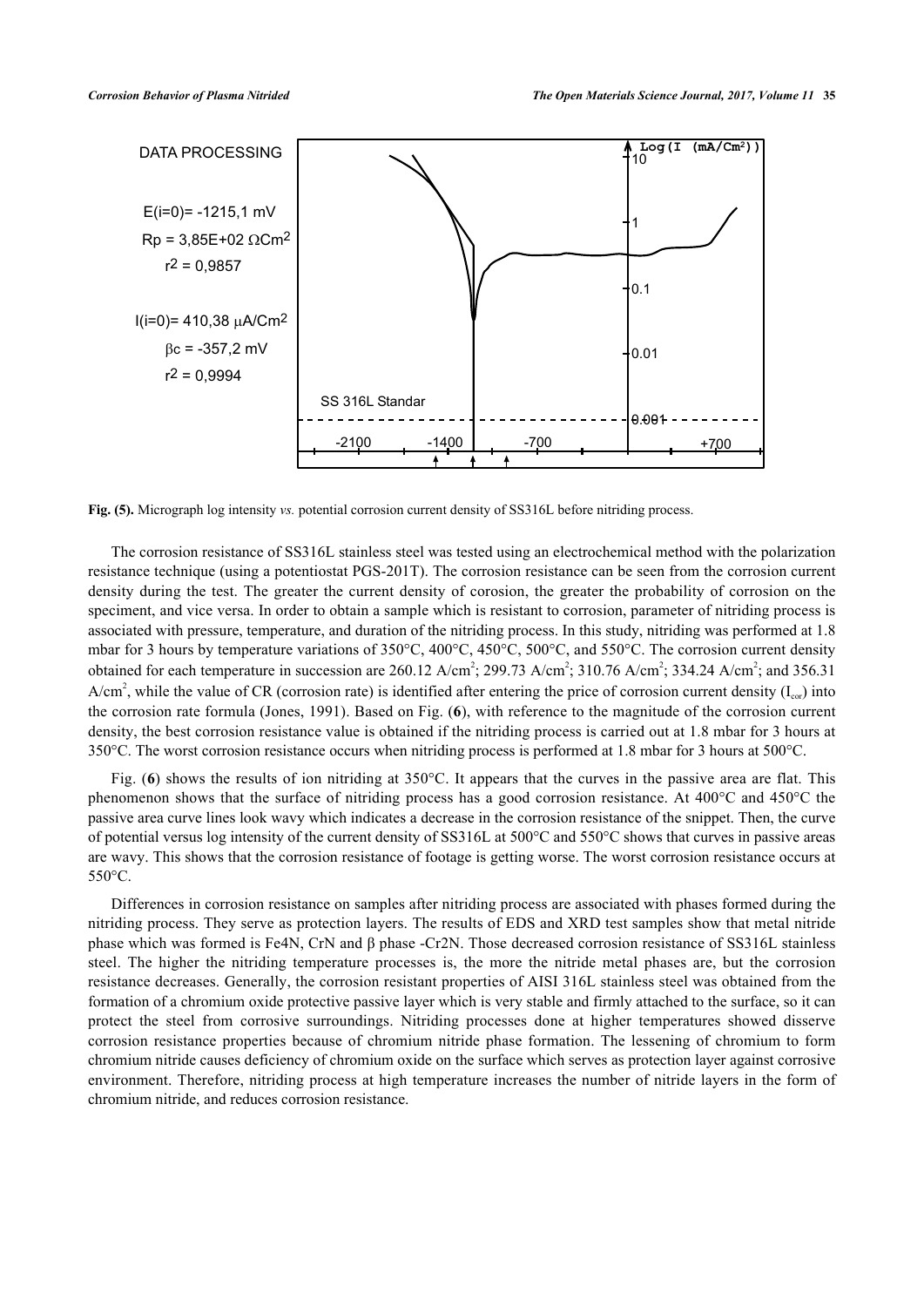**Fig. (5).** Micrograph log intensity *vs.* potential corrosion current density of SS316L before nitriding process.

The corrosion resistance of SS316L stainless steel was tested using an electrochemical method with the polarization resistance technique (using a potentiostat PGS-201T). The corrosion resistance can be seen from the corrosion current density during the test. The greater the current density of corosion, the greater the probability of corrosion on the speciment, and vice versa. In order to obtain a sample which is resistant to corrosion, parameter of nitriding process is associated with pressure, temperature, and duration of the nitriding process. In this study, nitriding was performed at 1.8 mbar for 3 hours by temperature variations of 350°C, 400°C, 450°C, 500°C, and 550°C. The corrosion current density obtained for each temperature in succession are 260.12 A/cm$^2$; 299.73 A/cm$^2$; 310.76 A/cm$^2$; 334.24 A/cm$^2$; and 356.31 A/cm$^2$, while the value of CR (corrosion rate) is identified after entering the price of corrosion current density ($I_{cor}$) into the corrosion rate formula (Jones, 1991). Based on Fig. (**6**), with reference to the magnitude of the corrosion current density, the best corrosion resistance value is obtained if the nitriding process is carried out at 1.8 mbar for 3 hours at 350°C. The worst corrosion resistance occurs when nitriding process is performed at 1.8 mbar for 3 hours at 500°C.

Fig. (**6**) shows the results of ion nitriding at 350°C. It appears that the curves in the passive area are flat. This phenomenon shows that the surface of nitriding process has a good corrosion resistance. At 400°C and 450°C the passive area curve lines look wavy which indicates a decrease in the corrosion resistance of the snippet. Then, the curve of potential versus log intensity of the current density of SS316L at 500°C and 550°C shows that curves in passive areas are wavy. This shows that the corrosion resistance of footage is getting worse. The worst corrosion resistance occurs at 550°C.

Differences in corrosion resistance on samples after nitriding process are associated with phases formed during the nitriding process. They serve as protection layers. The results of EDS and XRD test samples show that metal nitride phase which was formed is $Fe_4N$, CrN and β phase -$Cr_2N$. Those decreased corrosion resistance of SS316L stainless steel. The higher the nitriding temperature processes is, the more the nitride metal phases are, but the corrosion resistance decreases. Generally, the corrosion resistant properties of AISI 316L stainless steel was obtained from the formation of a chromium oxide protective passive layer which is very stable and firmly attached to the surface, so it can protect the steel from corrosive surroundings. Nitriding processes done at higher temperatures showed disserve corrosion resistance properties because of chromium nitride phase formation. The lessening of chromium to form chromium nitride causes deficiency of chromium oxide on the surface which serves as protection layer against corrosive environment. Therefore, nitriding process at high temperature increases the number of nitride layers in the form of chromium nitride, and reduces corrosion resistance.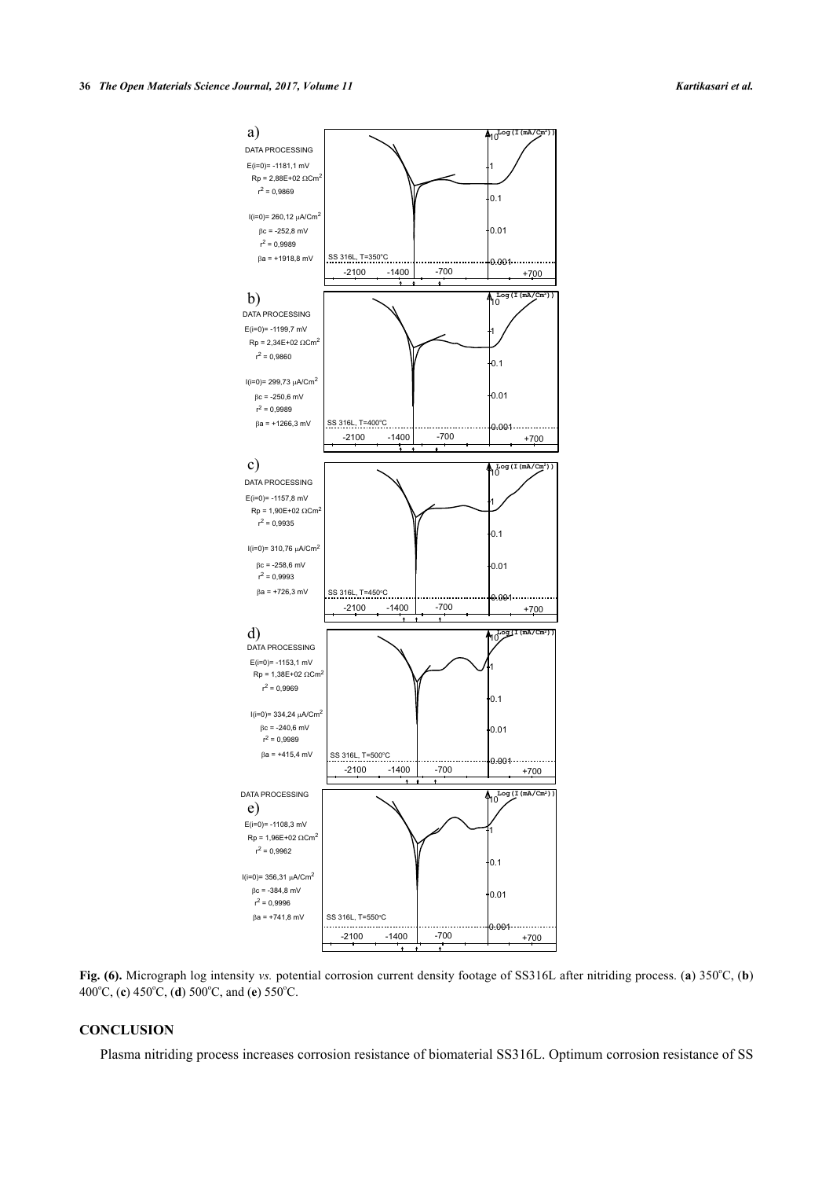a)

DATA PROCESSING

E(i=0)= -1181,1 mV

Rp = 2,88E+02 ΩCm$^2$

$r^2$ = 0,9869

I(i=0)= 260,12 μA/Cm$^2$

βc = -252,8 mV

$r^2$ = 0,9989

βa = +1918,8 mV

SS 316L, T=350°C

b)

DATA PROCESSING

E(i=0)= -1199,7 mV

Rp = 2,34E+02 ΩCm$^2$

$r^2$ = 0,9860

I(i=0)= 299,73 μA/Cm$^2$

βc = -250,6 mV

$r^2$ = 0,9989

βa = +1266,3 mV

SS 316L, T=400°C

c)

DATA PROCESSING

E(i=0)= -1157,8 mV

Rp = 1,90E+02 ΩCm$^2$

$r^2$ = 0,9935

I(i=0)= 310,76 μA/Cm$^2$

βc = -258,6 mV

$r^2$ = 0,9993

βa = +726,3 mV

SS 316L, T=450°C

d)

DATA PROCESSING

E(i=0)= -1153,1 mV

Rp = 1,38E+02 ΩCm$^2$

$r^2$ = 0,9969

I(i=0)= 334,24 μA/Cm$^2$

βc = -240,6 mV

$r^2$ = 0,9989

βa = +415,4 mV

SS 316L, T=500°C

e)

DATA PROCESSING

E(i=0)= -1108,3 mV

Rp = 1,96E+02 ΩCm$^2$

$r^2$ = 0,9962

I(i=0)= 356,31 μA/Cm$^2$

βc = -384,8 mV

$r^2$ = 0,9996

βa = +741,8 mV

SS 316L, T=550°C

**Fig. (6).** Micrograph log intensity *vs.* potential corrosion current density footage of SS316L after nitriding process. (**a**) 350°C, (**b**) 400°C, (**c**) 450°C, (**d**) 500°C, and (**e**) 550°C.

## CONCLUSION

Plasma nitriding process increases corrosion resistance of biomaterial SS316L. Optimum corrosion resistance of SS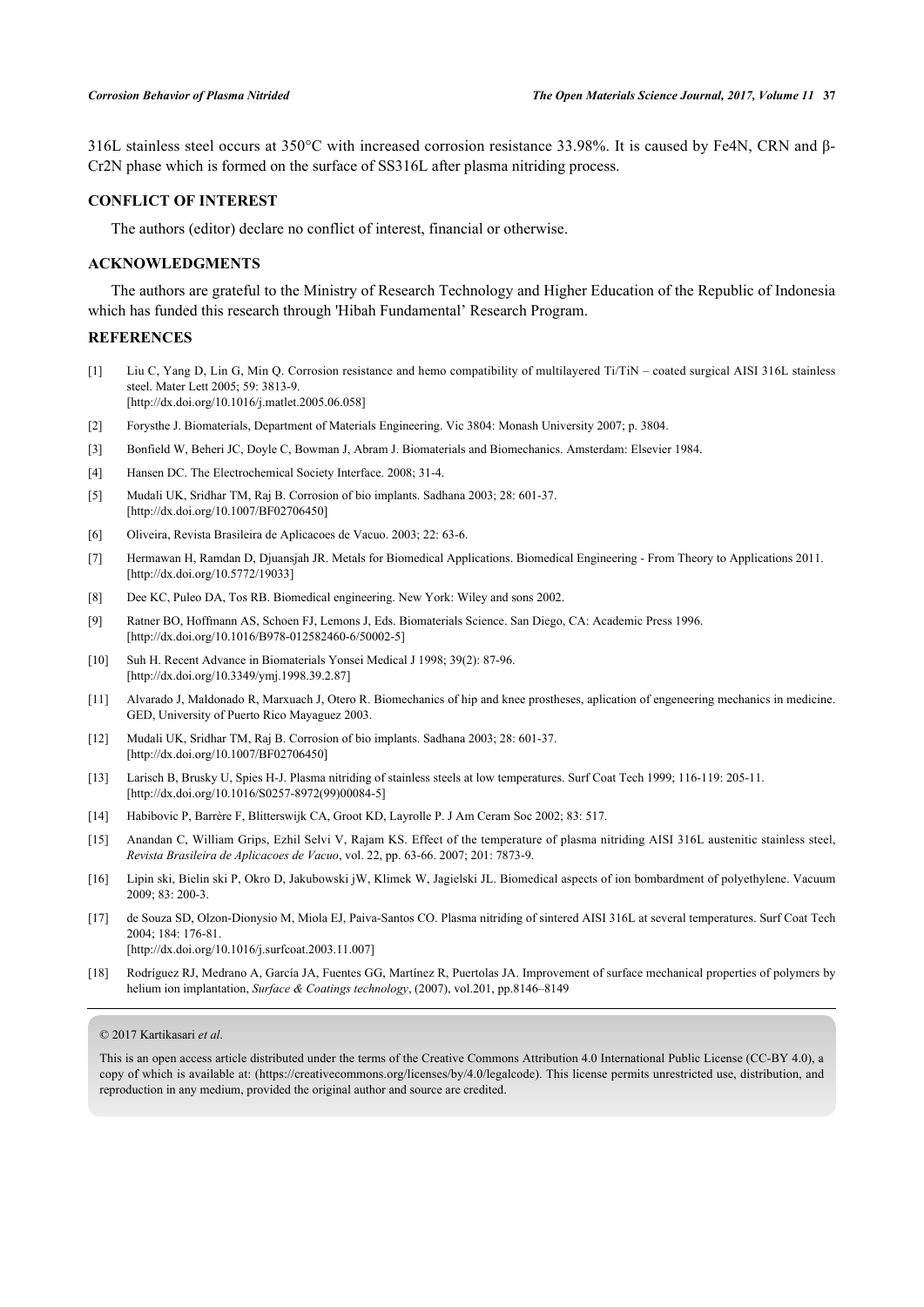316L stainless steel occurs at 350°C with increased corrosion resistance 33.98%. It is caused by $Fe_4N$, CRN and β-$Cr_2N$ phase which is formed on the surface of SS316L after plasma nitriding process.

## CONFLICT OF INTEREST

The authors (editor) declare no conflict of interest, financial or otherwise.

## ACKNOWLEDGMENTS

The authors are grateful to the Ministry of Research Technology and Higher Education of the Republic of Indonesia which has funded this research through 'Hibah Fundamental' Research Program.

## REFERENCES

[1] Liu C, Yang D, Lin G, Min Q. Corrosion resistance and hemo compatibility of multilayered Ti/TiN – coated surgical AISI 316L stainless steel. Mater Lett 2005; 59: 3813-9. [http://dx.doi.org/10.1016/j.matlet.2005.06.058]

[2] Forysthe J. Biomaterials, Department of Materials Engineering. Vic 3804: Monash University 2007; p. 3804.

[3] Bonfield W, Beheri JC, Doyle C, Bowman J, Abram J. Biomaterials and Biomechanics. Amsterdam: Elsevier 1984.

[4] Hansen DC. The Electrochemical Society Interface. 2008; 31-4.

[5] Mudali UK, Sridhar TM, Raj B. Corrosion of bio implants. Sadhana 2003; 28: 601-37. [http://dx.doi.org/10.1007/BF02706450]

[6] Oliveira, Revista Brasileira de Aplicacoes de Vacuo. 2003; 22: 63-6.

[7] Hermawan H, Ramdan D, Djuansjah JR. Metals for Biomedical Applications. Biomedical Engineering - From Theory to Applications 2011. [http://dx.doi.org/10.5772/19033]

[8] Dee KC, Puleo DA, Tos RB. Biomedical engineering. New York: Wiley and sons 2002.

[9] Ratner BO, Hoffmann AS, Schoen FJ, Lemons J, Eds. Biomaterials Science. San Diego, CA: Academic Press 1996. [http://dx.doi.org/10.1016/B978-012582460-6/50002-5]

[10] Suh H. Recent Advance in Biomaterials Yonsei Medical J 1998; 39(2): 87-96. [http://dx.doi.org/10.3349/ymj.1998.39.2.87]

[11] Alvarado J, Maldonado R, Marxuach J, Otero R. Biomechanics of hip and knee prostheses, aplication of engeneering mechanics in medicine. GED, University of Puerto Rico Mayaguez 2003.

[12] Mudali UK, Sridhar TM, Raj B. Corrosion of bio implants. Sadhana 2003; 28: 601-37. [http://dx.doi.org/10.1007/BF02706450]

[13] Larisch B, Brusky U, Spies H-J. Plasma nitriding of stainless steels at low temperatures. Surf Coat Tech 1999; 116-119: 205-11. [http://dx.doi.org/10.1016/S0257-8972(99)00084-5]

[14] Habibovic P, Barrère F, Blitterswijk CA, Groot KD, Layrolle P. J Am Ceram Soc 2002; 83: 517.

[15] Anandan C, William Grips, Ezhil Selvi V, Rajam KS. Effect of the temperature of plasma nitriding AISI 316L austenitic stainless steel, *Revista Brasileira de Aplicacoes de Vacuo*, vol. 22, pp. 63-66. 2007; 201: 7873-9.

[16] Lipin ski, Bielin ski P, Okro D, Jakubowski jW, Klimek W, Jagielski JL. Biomedical aspects of ion bombardment of polyethylene. Vacuum 2009; 83: 200-3.

[17] de Souza SD, Olzon-Dionysio M, Miola EJ, Paiva-Santos CO. Plasma nitriding of sintered AISI 316L at several temperatures. Surf Coat Tech 2004; 184: 176-81. [http://dx.doi.org/10.1016/j.surfcoat.2003.11.007]

[18] Rodríguez RJ, Medrano A, García JA, Fuentes GG, Martínez R, Puertolas JA. Improvement of surface mechanical properties of polymers by helium ion implantation, *Surface & Coatings technology*, (2007), vol.201, pp.8146–8149

© 2017 Kartikasari *et al*.

This is an open access article distributed under the terms of the Creative Commons Attribution 4.0 International Public License (CC-BY 4.0), a copy of which is available at: (https://creativecommons.org/licenses/by/4.0/legalcode). This license permits unrestricted use, distribution, and reproduction in any medium, provided the original author and source are credited.